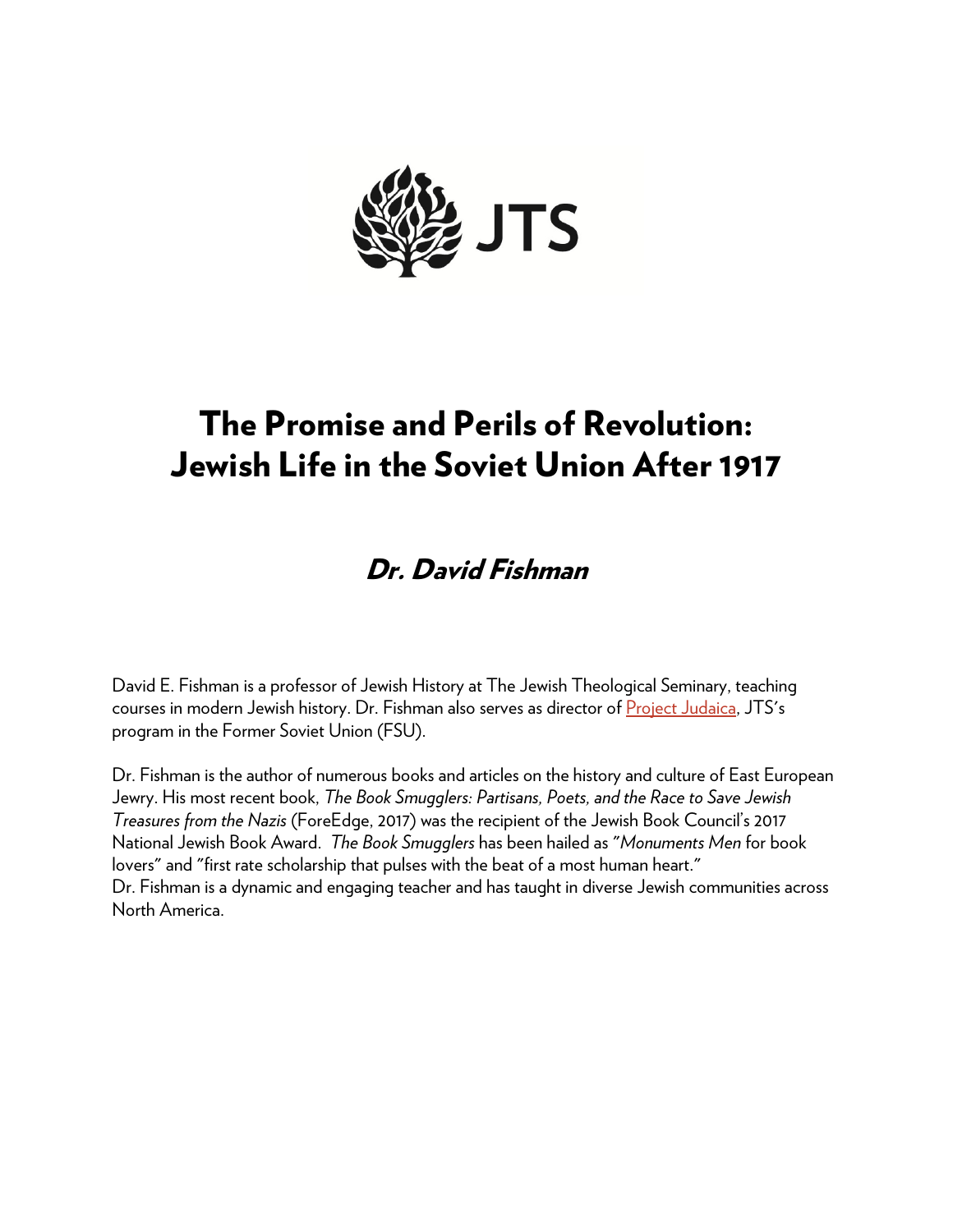JTS

# The Promise and Perils of Revolution: Jewish Life in the Soviet Union After 1917

## *Dr. David Fishman*

David E. Fishman is a professor of Jewish History at The Jewish Theological Seminary, teaching courses in modern Jewish history. Dr. Fishman also serves as director of Project Judaica, JTS's program in the Former Soviet Union (FSU).

Dr. Fishman is the author of numerous books and articles on the history and culture of East European Jewry. His most recent book, *The Book Smugglers: Partisans, Poets, and the Race to Save Jewish Treasures from the Nazis* (ForeEdge, 2017) was the recipient of the Jewish Book Council's 2017 National Jewish Book Award. *The Book Smugglers* has been hailed as "*Monuments Men* for book lovers" and "first rate scholarship that pulses with the beat of a most human heart."
Dr. Fishman is a dynamic and engaging teacher and has taught in diverse Jewish communities across North America.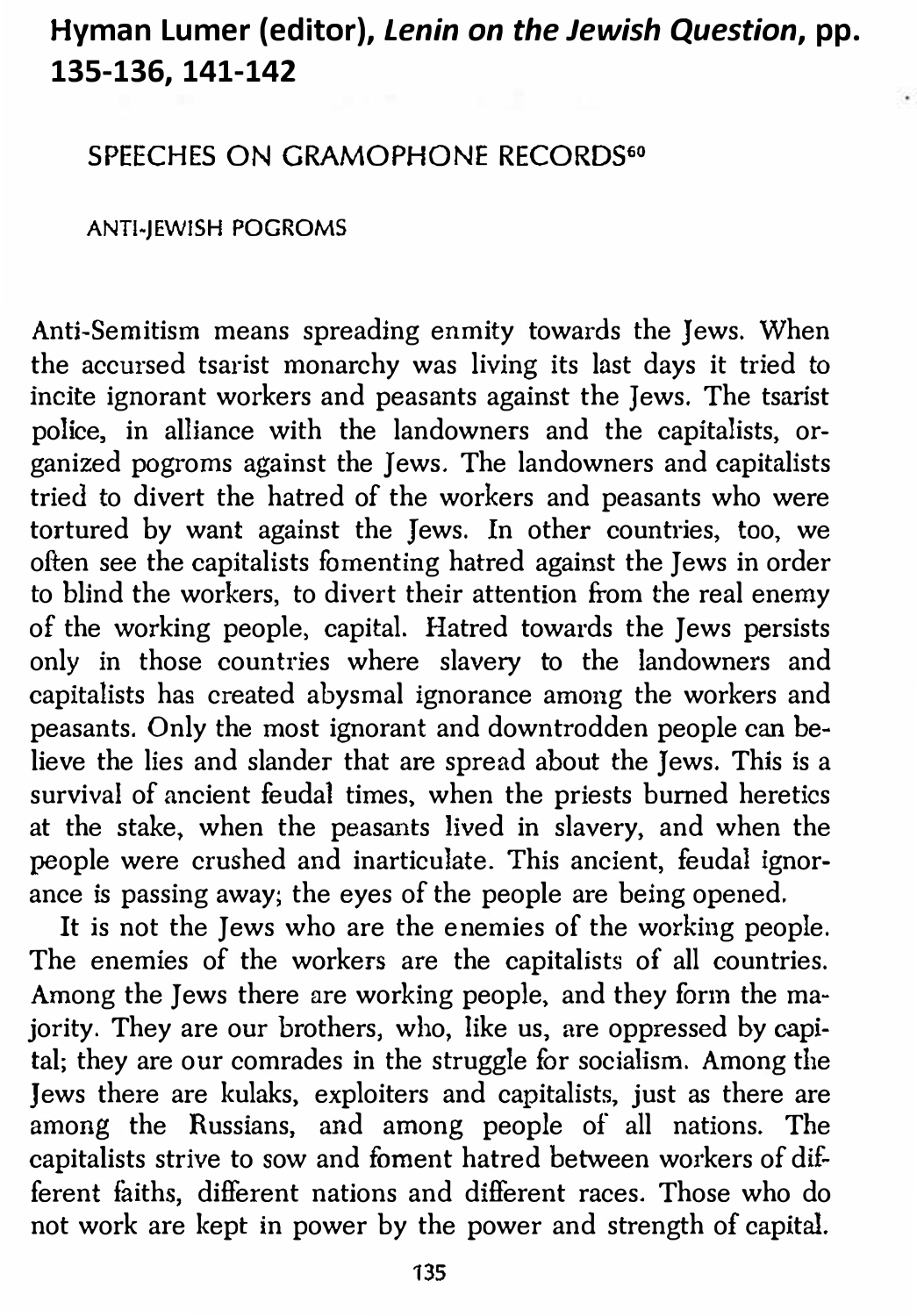# Hyman Lumer (editor), *Lenin on the Jewish Question*, pp. 135-136, 141-142

## SPEECHES ON GRAMOPHONE RECORDS[60]

### ANTI-JEWISH POGROMS

Anti-Semitism means spreading enmity towards the Jews. When the accursed tsarist monarchy was living its last days it tried to incite ignorant workers and peasants against the Jews. The tsarist police, in alliance with the landowners and the capitalists, organized pogroms against the Jews. The landowners and capitalists tried to divert the hatred of the workers and peasants who were tortured by want against the Jews. In other countries, too, we often see the capitalists fomenting hatred against the Jews in order to blind the workers, to divert their attention from the real enemy of the working people, capital. Hatred towards the Jews persists only in those countries where slavery to the landowners and capitalists has created abysmal ignorance among the workers and peasants. Only the most ignorant and downtrodden people can believe the lies and slander that are spread about the Jews. This is a survival of ancient feudal times, when the priests burned heretics at the stake, when the peasants lived in slavery, and when the people were crushed and inarticulate. This ancient, feudal ignorance is passing away; the eyes of the people are being opened.

It is not the Jews who are the enemies of the working people. The enemies of the workers are the capitalists of all countries. Among the Jews there are working people, and they form the majority. They are our brothers, who, like us, are oppressed by capital; they are our comrades in the struggle for socialism. Among the Jews there are kulaks, exploiters and capitalists, just as there are among the Russians, and among people of all nations. The capitalists strive to sow and foment hatred between workers of different faiths, different nations and different races. Those who do not work are kept in power by the power and strength of capital.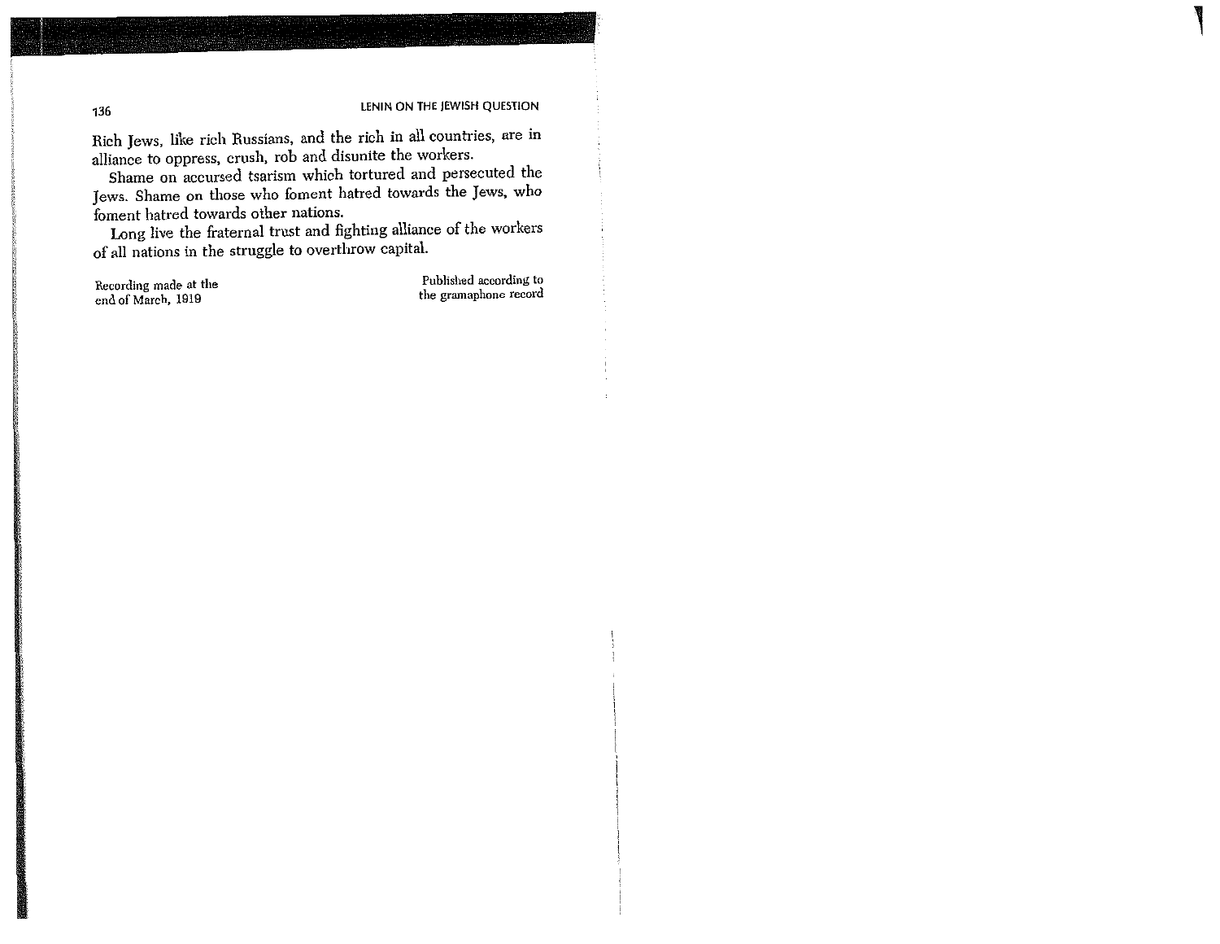Rich Jews, like rich Russians, and the rich in all countries, are in alliance to oppress, crush, rob and disunite the workers.

Shame on accursed tsarism which tortured and persecuted the Jews. Shame on those who foment hatred towards the Jews, who foment hatred towards other nations.

Long live the fraternal trust and fighting alliance of the workers of all nations in the struggle to overthrow capital.

Recording made at the end of March, 1919

Published according to the gramaphone record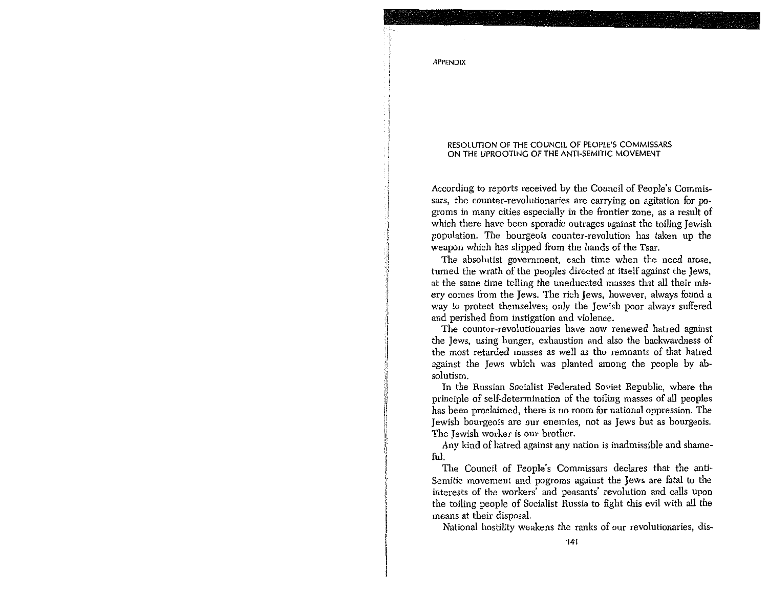APPENDIX

## RESOLUTION OF THE COUNCIL OF PEOPLE'S COMMISSARS ON THE UPROOTING OF THE ANTI-SEMITIC MOVEMENT

According to reports received by the Council of People's Commissars, the counter-revolutionaries are carrying on agitation for pogroms in many cities especially in the frontier zone, as a result of which there have been sporadic outrages against the toiling Jewish population. The bourgeois counter-revolution has taken up the weapon which has slipped from the hands of the Tsar.

The absolutist government, each time when the need arose, turned the wrath of the peoples directed at itself against the Jews, at the same time telling the uneducated masses that all their misery comes from the Jews. The rich Jews, however, always found a way to protect themselves; only the Jewish poor always suffered and perished from instigation and violence.

The counter-revolutionaries have now renewed hatred against the Jews, using hunger, exhaustion and also the backwardness of the most retarded masses as well as the remnants of that hatred against the Jews which was planted among the people by absolutism.

In the Russian Socialist Federated Soviet Republic, where the principle of self-determination of the toiling masses of all peoples has been proclaimed, there is no room for national oppression. The Jewish bourgeois are our enemies, not as Jews but as bourgeois. The Jewish worker is our brother.

Any kind of hatred against any nation is inadmissible and shameful.

The Council of People's Commissars declares that the anti-Semitic movement and pogroms against the Jews are fatal to the interests of the workers' and peasants' revolution and calls upon the toiling people of Socialist Russia to fight this evil with all the means at their disposal.

National hostility weakens the ranks of our revolutionaries, dis-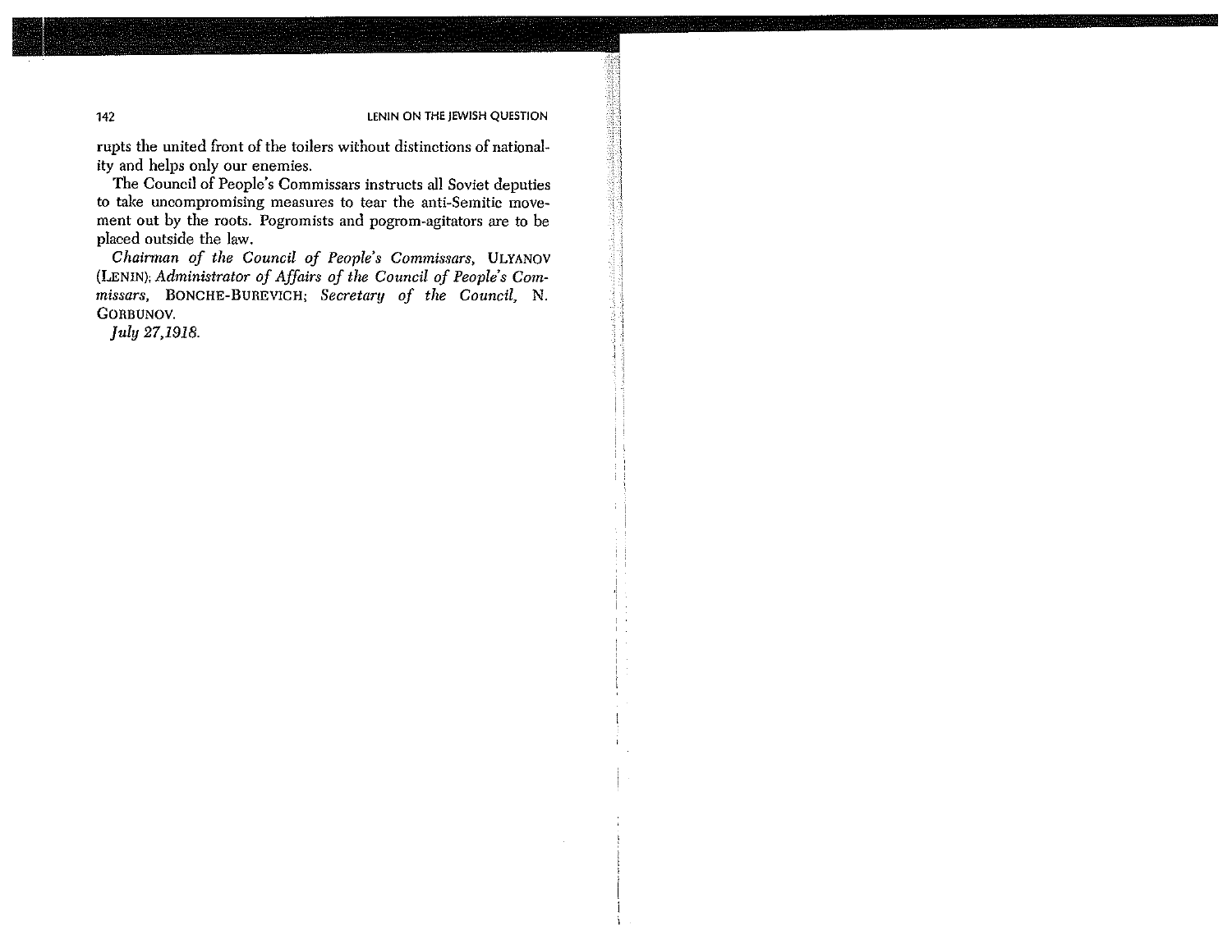rupts the united front of the toilers without distinctions of nationality and helps only our enemies.

The Council of People's Commissars instructs all Soviet deputies to take uncompromising measures to tear the anti-Semitic movement out by the roots. Pogromists and pogrom-agitators are to be placed outside the law.

*Chairman of the Council of People's Commissars,* ULYANOV (LENIN); *Administrator of Affairs of the Council of People's Commissars,* BONCHE-BUREVICH; *Secretary of the Council,* N. GORBUNOV.

*July 27,1918.*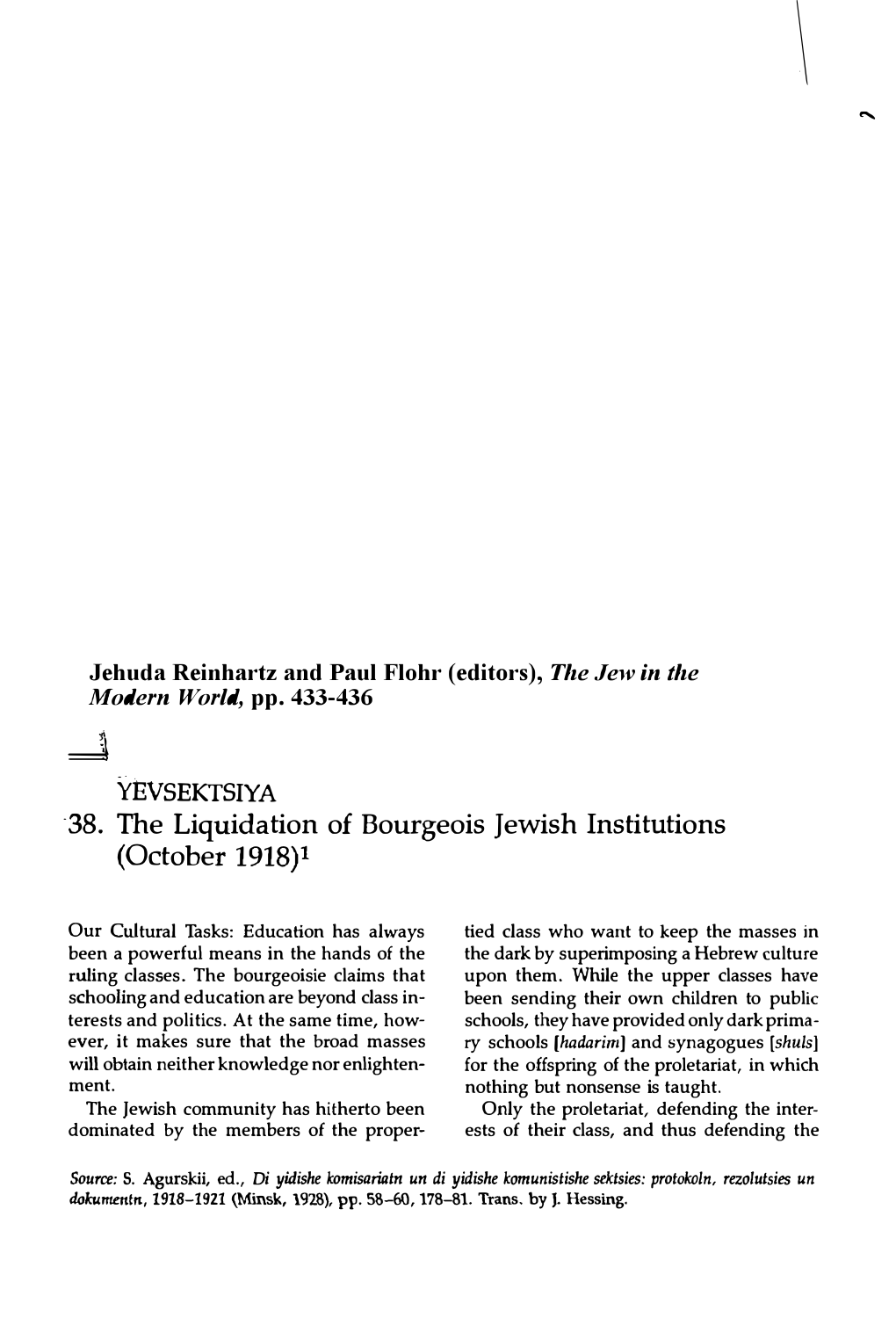**Jehuda Reinhartz and Paul Flohr (editors), *The Jew in the Modern World*, pp. 433-436**

YEVSEKTSIYA

# 38. The Liquidation of Bourgeois Jewish Institutions (October 1918)[1]

Our Cultural Tasks: Education has always been a powerful means in the hands of the ruling classes. The bourgeoisie claims that schooling and education are beyond class interests and politics. At the same time, however, it makes sure that the broad masses will obtain neither knowledge nor enlightenment.

The Jewish community has hitherto been dominated by the members of the propertied class who want to keep the masses in the dark by superimposing a Hebrew culture upon them. While the upper classes have been sending their own children to public schools, they have provided only dark primary schools [*hadarim*] and synagogues [*shuls*] for the offspring of the proletariat, in which nothing but nonsense is taught.

Only the proletariat, defending the interests of their class, and thus defending the

*Source:* S. Agurskii, ed., *Di yidishe komisariatn un di yidishe komunistishe sektsies: protokoln, rezolutsies un dokumentn, 1918–1921* (Minsk, 1928), pp. 58–60, 178–81. Trans. by J. Hessing.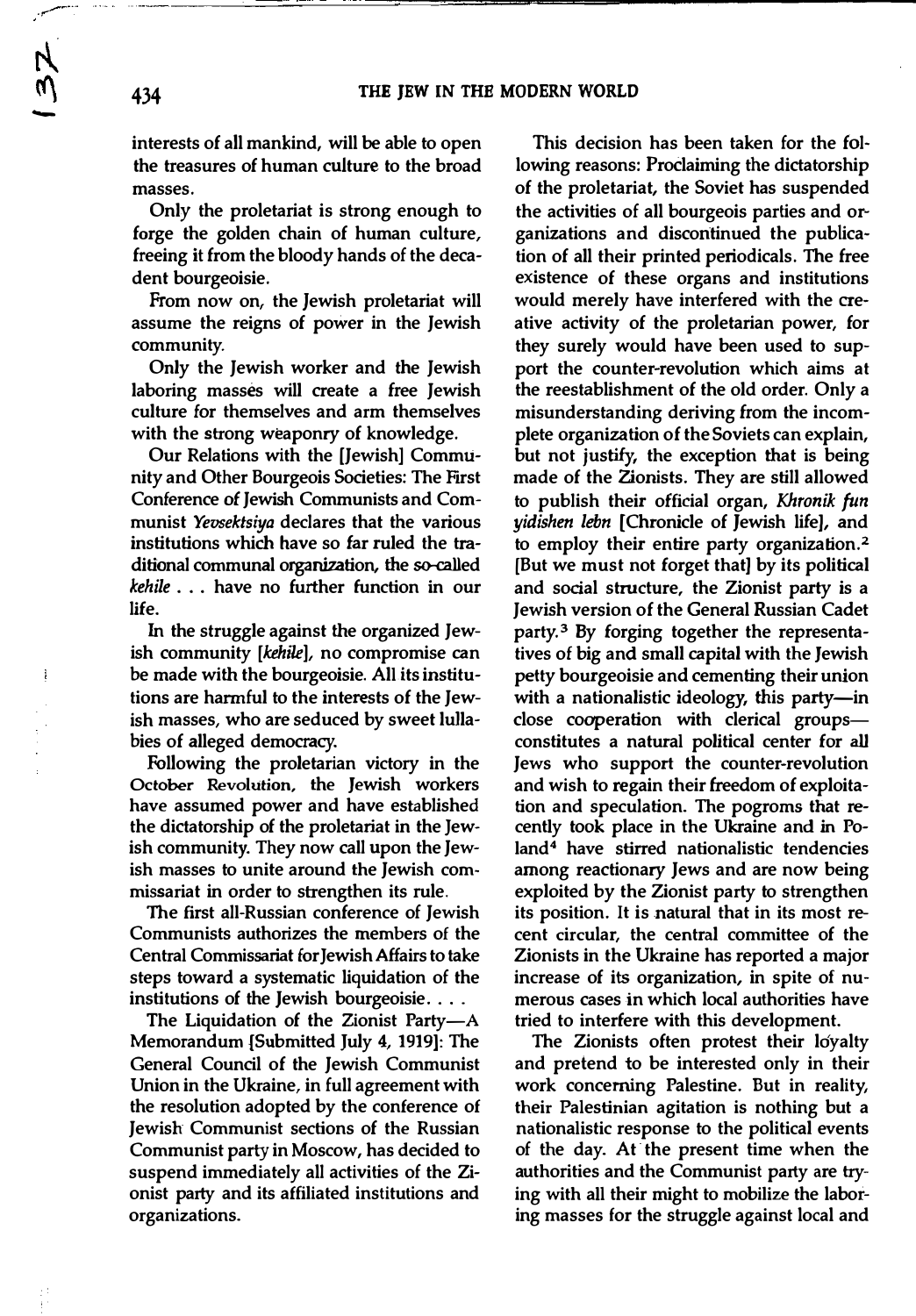interests of all mankind, will be able to open the treasures of human culture to the broad masses.

Only the proletariat is strong enough to forge the golden chain of human culture, freeing it from the bloody hands of the decadent bourgeoisie.

From now on, the Jewish proletariat will assume the reigns of power in the Jewish community.

Only the Jewish worker and the Jewish laboring masses will create a free Jewish culture for themselves and arm themselves with the strong weaponry of knowledge.

Our Relations with the [Jewish] Community and Other Bourgeois Societies: The First Conference of Jewish Communists and Communist *Yevsektsiya* declares that the various institutions which have so far ruled the traditional communal organization, the so-called *kehile* . . . have no further function in our life.

In the struggle against the organized Jewish community [*kehile*], no compromise can be made with the bourgeoisie. All its institutions are harmful to the interests of the Jewish masses, who are seduced by sweet lullabies of alleged democracy.

Following the proletarian victory in the October Revolution, the Jewish workers have assumed power and have established the dictatorship of the proletariat in the Jewish community. They now call upon the Jewish masses to unite around the Jewish commissariat in order to strengthen its rule.

The first all-Russian conference of Jewish Communists authorizes the members of the Central Commissariat for Jewish Affairs to take steps toward a systematic liquidation of the institutions of the Jewish bourgeoisie. . . .

The Liquidation of the Zionist Party—A Memorandum [Submitted July 4, 1919]: The General Council of the Jewish Communist Union in the Ukraine, in full agreement with the resolution adopted by the conference of Jewish Communist sections of the Russian Communist party in Moscow, has decided to suspend immediately all activities of the Zionist party and its affiliated institutions and organizations.

This decision has been taken for the following reasons: Proclaiming the dictatorship of the proletariat, the Soviet has suspended the activities of all bourgeois parties and organizations and discontinued the publication of all their printed periodicals. The free existence of these organs and institutions would merely have interfered with the creative activity of the proletarian power, for they surely would have been used to support the counter-revolution which aims at the reestablishment of the old order. Only a misunderstanding deriving from the incomplete organization of the Soviets can explain, but not justify, the exception that is being made of the Zionists. They are still allowed to publish their official organ, *Khronik fun yidishen lebn* [Chronicle of Jewish life], and to employ their entire party organization.[2] [But we must not forget that] by its political and social structure, the Zionist party is a Jewish version of the General Russian Cadet party.[3] By forging together the representatives of big and small capital with the Jewish petty bourgeoisie and cementing their union with a nationalistic ideology, this party—in close cooperation with clerical groups—constitutes a natural political center for all Jews who support the counter-revolution and wish to regain their freedom of exploitation and speculation. The pogroms that recently took place in the Ukraine and in Poland[4] have stirred nationalistic tendencies among reactionary Jews and are now being exploited by the Zionist party to strengthen its position. It is natural that in its most recent circular, the central committee of the Zionists in the Ukraine has reported a major increase of its organization, in spite of numerous cases in which local authorities have tried to interfere with this development.

The Zionists often protest their loyalty and pretend to be interested only in their work concerning Palestine. But in reality, their Palestinian agitation is nothing but a nationalistic response to the political events of the day. At the present time when the authorities and the Communist party are trying with all their might to mobilize the laboring masses for the struggle against local and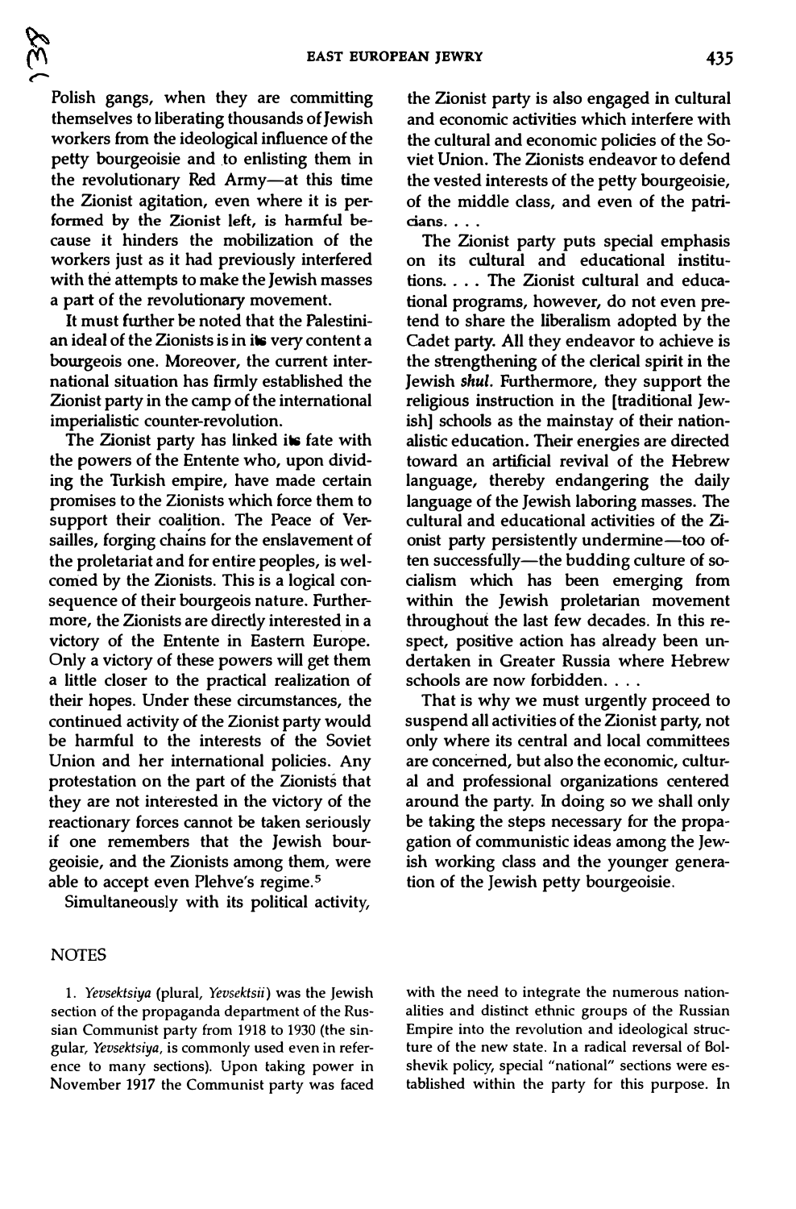Polish gangs, when they are committing themselves to liberating thousands of Jewish workers from the ideological influence of the petty bourgeoisie and to enlisting them in the revolutionary Red Army—at this time the Zionist agitation, even where it is performed by the Zionist left, is harmful because it hinders the mobilization of the workers just as it had previously interfered with the attempts to make the Jewish masses a part of the revolutionary movement.

It must further be noted that the Palestinian ideal of the Zionists is in its very content a bourgeois one. Moreover, the current international situation has firmly established the Zionist party in the camp of the international imperialistic counter-revolution.

The Zionist party has linked its fate with the powers of the Entente who, upon dividing the Turkish empire, have made certain promises to the Zionists which force them to support their coalition. The Peace of Versailles, forging chains for the enslavement of the proletariat and for entire peoples, is welcomed by the Zionists. This is a logical consequence of their bourgeois nature. Furthermore, the Zionists are directly interested in a victory of the Entente in Eastern Europe. Only a victory of these powers will get them a little closer to the practical realization of their hopes. Under these circumstances, the continued activity of the Zionist party would be harmful to the interests of the Soviet Union and her international policies. Any protestation on the part of the Zionists that they are not interested in the victory of the reactionary forces cannot be taken seriously if one remembers that the Jewish bourgeoisie, and the Zionists among them, were able to accept even Plehve's regime.[5]

Simultaneously with its political activity, the Zionist party is also engaged in cultural and economic activities which interfere with the cultural and economic policies of the Soviet Union. The Zionists endeavor to defend the vested interests of the petty bourgeoisie, of the middle class, and even of the patricians. . . .

The Zionist party puts special emphasis on its cultural and educational institutions. . . . The Zionist cultural and educational programs, however, do not even pretend to share the liberalism adopted by the Cadet party. All they endeavor to achieve is the strengthening of the clerical spirit in the Jewish *shul*. Furthermore, they support the religious instruction in the [traditional Jewish] schools as the mainstay of their nationalistic education. Their energies are directed toward an artificial revival of the Hebrew language, thereby endangering the daily language of the Jewish laboring masses. The cultural and educational activities of the Zionist party persistently undermine—too often successfully—the budding culture of socialism which has been emerging from within the Jewish proletarian movement throughout the last few decades. In this respect, positive action has already been undertaken in Greater Russia where Hebrew schools are now forbidden. . . .

That is why we must urgently proceed to suspend all activities of the Zionist party, not only where its central and local committees are concerned, but also the economic, cultural and professional organizations centered around the party. In doing so we shall only be taking the steps necessary for the propagation of communistic ideas among the Jewish working class and the younger generation of the Jewish petty bourgeoisie.

## NOTES

1. *Yevsektsiya* (plural, *Yevsektsii*) was the Jewish section of the propaganda department of the Russian Communist party from 1918 to 1930 (the singular, *Yevsektsiya*, is commonly used even in reference to many sections). Upon taking power in November 1917 the Communist party was faced with the need to integrate the numerous nationalities and distinct ethnic groups of the Russian Empire into the revolution and ideological structure of the new state. In a radical reversal of Bolshevik policy, special "national" sections were established within the party for this purpose. In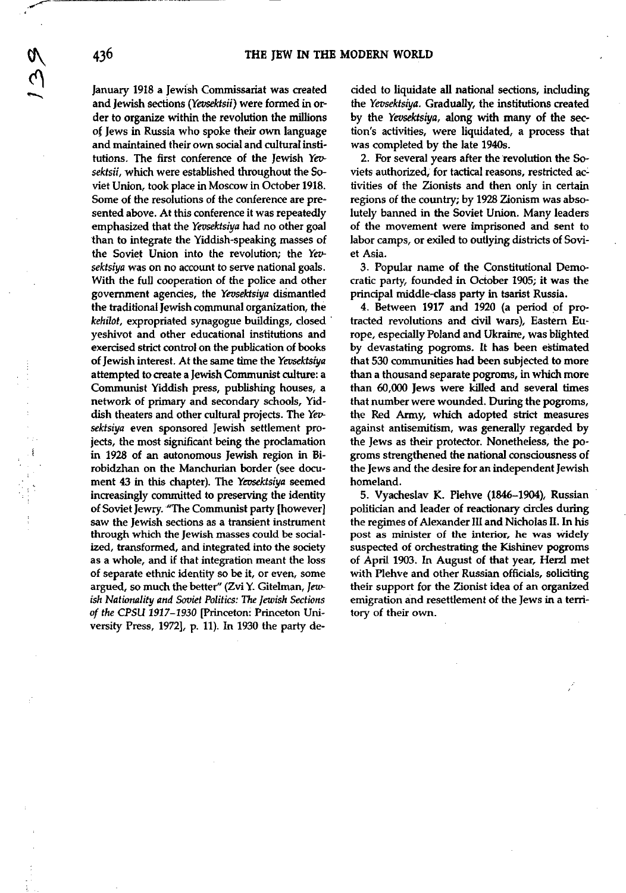January 1918 a Jewish Commissariat was created and Jewish sections (*Yevsektsii*) were formed in order to organize within the revolution the millions of Jews in Russia who spoke their own language and maintained their own social and cultural institutions. The first conference of the Jewish *Yevsektsii*, which were established throughout the Soviet Union, took place in Moscow in October 1918. Some of the resolutions of the conference are presented above. At this conference it was repeatedly emphasized that the *Yevsektsiya* had no other goal than to integrate the Yiddish-speaking masses of the Soviet Union into the revolution; the *Yevsektsiya* was on no account to serve national goals. With the full cooperation of the police and other government agencies, the *Yevsektsiya* dismantled the traditional Jewish communal organization, the *kehilot*, expropriated synagogue buildings, closed yeshivot and other educational institutions and exercised strict control on the publication of books of Jewish interest. At the same time the *Yevsektsiya* attempted to create a Jewish Communist culture: a Communist Yiddish press, publishing houses, a network of primary and secondary schools, Yiddish theaters and other cultural projects. The *Yevsektsiya* even sponsored Jewish settlement projects, the most significant being the proclamation in 1928 of an autonomous Jewish region in Birobidzhan on the Manchurian border (see document 43 in this chapter). The *Yevsektsiya* seemed increasingly committed to preserving the identity of Soviet Jewry. "The Communist party [however] saw the Jewish sections as a transient instrument through which the Jewish masses could be socialized, transformed, and integrated into the society as a whole, and if that integration meant the loss of separate ethnic identity so be it, or even, some argued, so much the better" (Zvi Y. Gitelman, *Jewish Nationality and Soviet Politics: The Jewish Sections of the CPSU 1917–1930* [Princeton: Princeton University Press, 1972], p. 11). In 1930 the party decided to liquidate all national sections, including the *Yevsektsiya*. Gradually, the institutions created by the *Yevsektsiya*, along with many of the section's activities, were liquidated, a process that was completed by the late 1940s.

2. For several years after the revolution the Soviets authorized, for tactical reasons, restricted activities of the Zionists and then only in certain regions of the country; by 1928 Zionism was absolutely banned in the Soviet Union. Many leaders of the movement were imprisoned and sent to labor camps, or exiled to outlying districts of Soviet Asia.

3. Popular name of the Constitutional Democratic party, founded in October 1905; it was the principal middle-class party in tsarist Russia.

4. Between 1917 and 1920 (a period of protracted revolutions and civil wars), Eastern Europe, especially Poland and Ukraine, was blighted by devastating pogroms. It has been estimated that 530 communities had been subjected to more than a thousand separate pogroms, in which more than 60,000 Jews were killed and several times that number were wounded. During the pogroms, the Red Army, which adopted strict measures against antisemitism, was generally regarded by the Jews as their protector. Nonetheless, the pogroms strengthened the national consciousness of the Jews and the desire for an independent Jewish homeland.

5. Vyacheslav K. Plehve (1846–1904), Russian politician and leader of reactionary circles during the regimes of Alexander III and Nicholas II. In his post as minister of the interior, he was widely suspected of orchestrating the Kishinev pogroms of April 1903. In August of that year, Herzl met with Plehve and other Russian officials, soliciting their support for the Zionist idea of an organized emigration and resettlement of the Jews in a territory of their own.